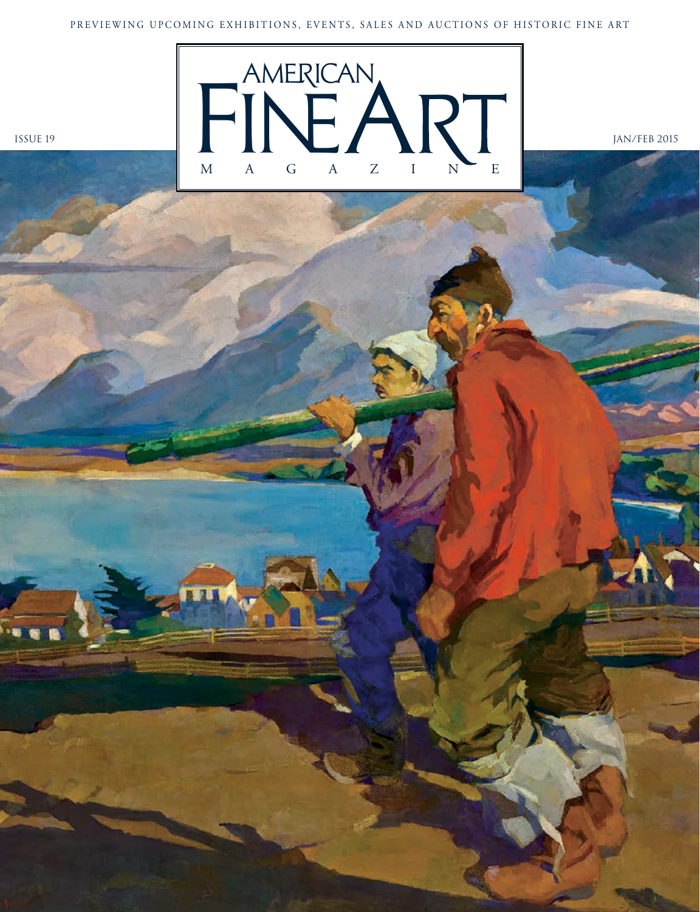PREVIEWING UPCOMING EXHIBITIONS, EVENTS, SALES AND AUCTIONS OF HISTORIC FINE ART

ISSUE 19

# AMERICAN FINE ART MAGAZINE

JAN/FEB 2015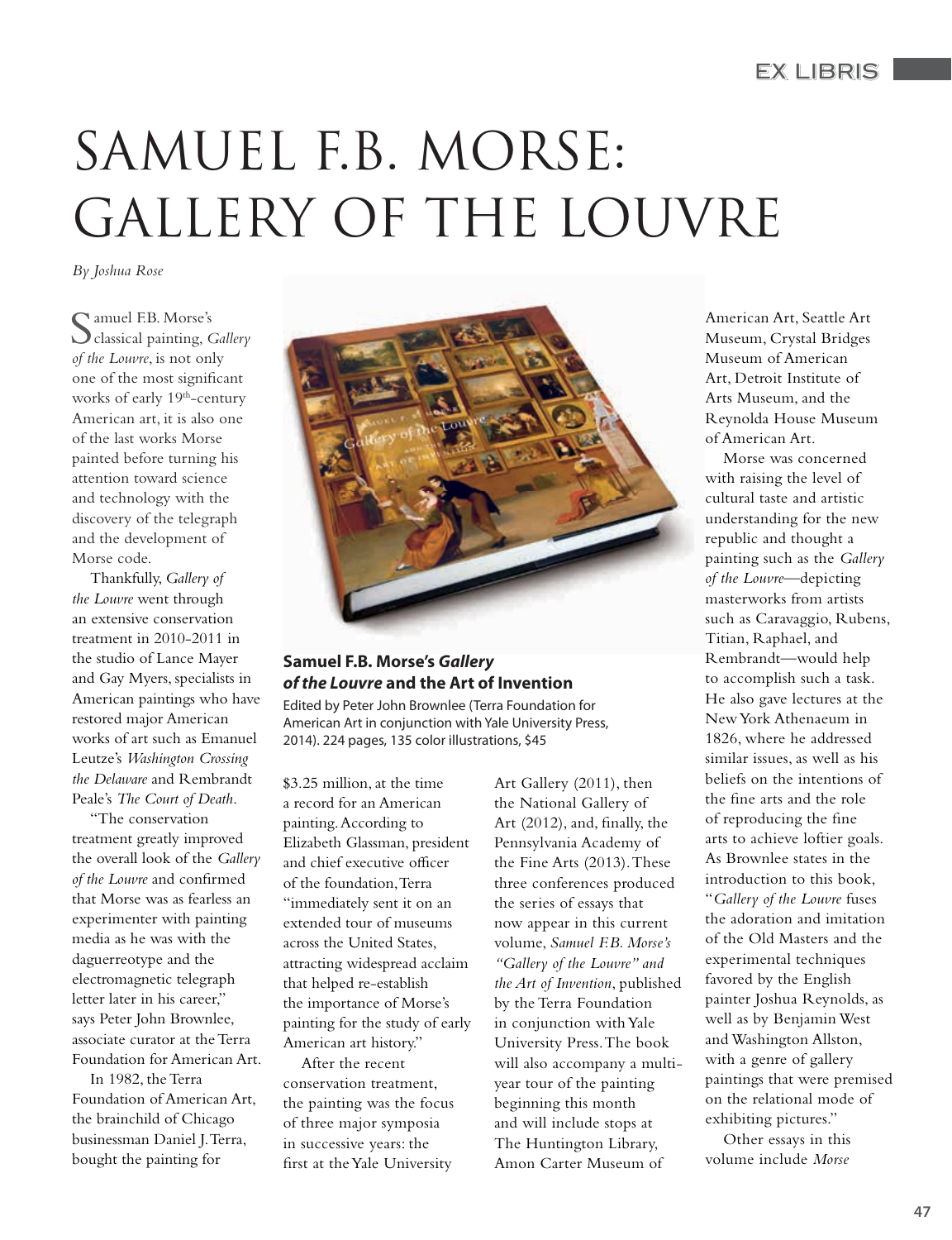# SAMUEL F.B. MORSE: GALLERY OF THE LOUVRE

*By Joshua Rose*

Samuel F.B. Morse's classical painting, *Gallery of the Louvre*, is not only one of the most significant works of early 19th-century American art, it is also one of the last works Morse painted before turning his attention toward science and technology with the discovery of the telegraph and the development of Morse code.

Thankfully, *Gallery of the Louvre* went through an extensive conservation treatment in 2010-2011 in the studio of Lance Mayer and Gay Myers, specialists in American paintings who have restored major American works of art such as Emanuel Leutze's *Washington Crossing the Delaware* and Rembrandt Peale's *The Court of Death*.

"The conservation treatment greatly improved the overall look of the *Gallery of the Louvre* and confirmed that Morse was as fearless an experimenter with painting media as he was with the daguerreotype and the electromagnetic telegraph letter later in his career," says Peter John Brownlee, associate curator at the Terra Foundation for American Art.

In 1982, the Terra Foundation of American Art, the brainchild of Chicago businessman Daniel J. Terra, bought the painting for $3.25 million, at the time a record for an American painting. According to Elizabeth Glassman, president and chief executive officer of the foundation, Terra "immediately sent it on an extended tour of museums across the United States, attracting widespread acclaim that helped re-establish the importance of Morse's painting for the study of early American art history."

**Samuel F.B. Morse's *Gallery of the Louvre* and the Art of Invention**

Edited by Peter John Brownlee (Terra Foundation for American Art in conjunction with Yale University Press, 2014). 224 pages, 135 color illustrations, $45

After the recent conservation treatment, the painting was the focus of three major symposia in successive years: the first at the Yale University Art Gallery (2011), then the National Gallery of Art (2012), and, finally, the Pennsylvania Academy of the Fine Arts (2013). These three conferences produced the series of essays that now appear in this current volume, *Samuel F.B. Morse's "Gallery of the Louvre" and the Art of Invention*, published by the Terra Foundation in conjunction with Yale University Press. The book will also accompany a multi-year tour of the painting beginning this month and will include stops at The Huntington Library, Amon Carter Museum of American Art, Seattle Art Museum, Crystal Bridges Museum of American Art, Detroit Institute of Arts Museum, and the Reynolda House Museum of American Art.

Morse was concerned with raising the level of cultural taste and artistic understanding for the new republic and thought a painting such as the *Gallery of the Louvre*—depicting masterworks from artists such as Caravaggio, Rubens, Titian, Raphael, and Rembrandt—would help to accomplish such a task. He also gave lectures at the New York Athenaeum in 1826, where he addressed similar issues, as well as his beliefs on the intentions of the fine arts and the role of reproducing the fine arts to achieve loftier goals. As Brownlee states in the introduction to this book, "*Gallery of the Louvre* fuses the adoration and imitation of the Old Masters and the experimental techniques favored by the English painter Joshua Reynolds, as well as by Benjamin West and Washington Allston, with a genre of gallery paintings that were premised on the relational mode of exhibiting pictures."

Other essays in this volume include *Morse*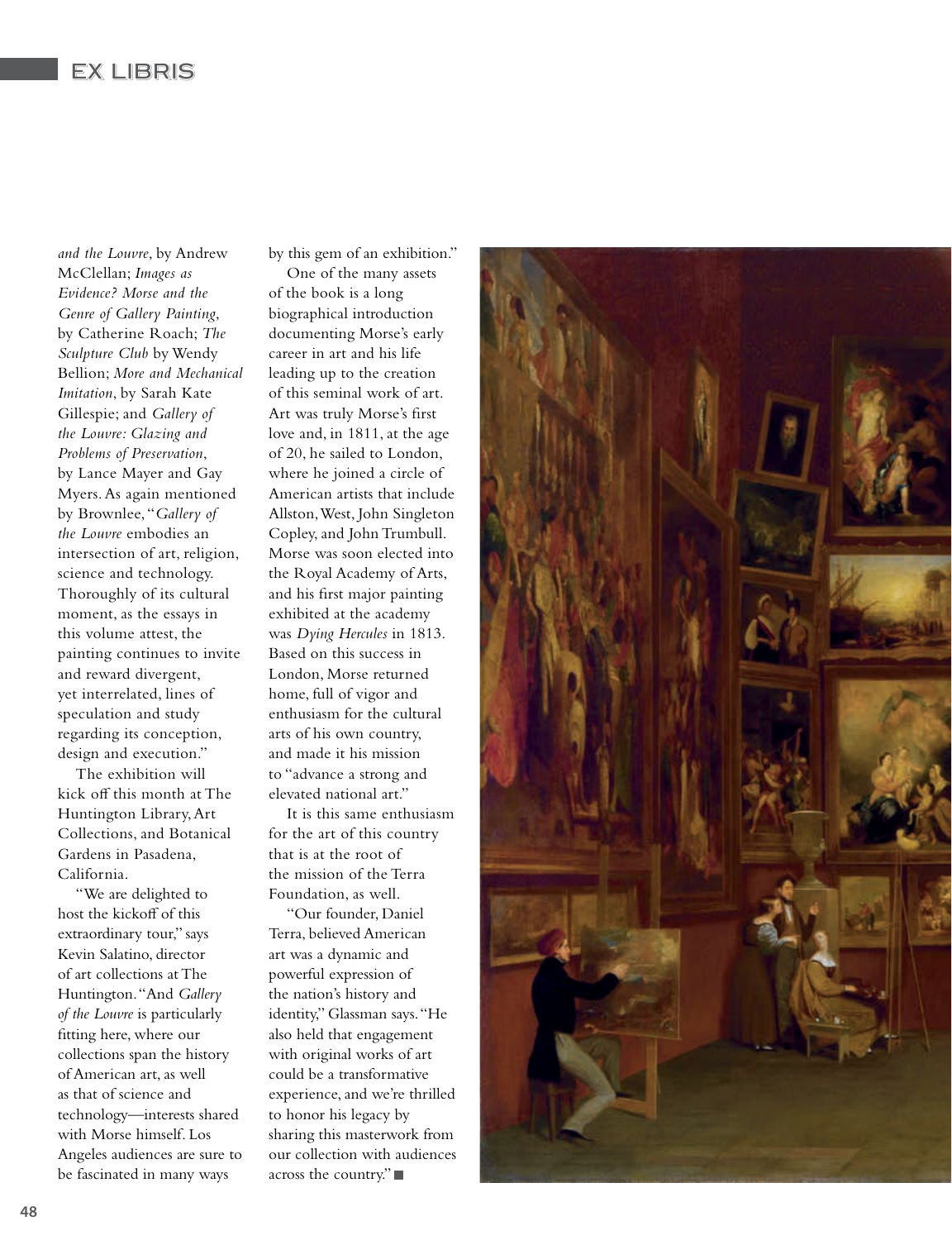*and the Louvre*, by Andrew McClellan; *Images as Evidence? Morse and the Genre of Gallery Painting*, by Catherine Roach; *The Sculpture Club* by Wendy Bellion; *More and Mechanical Imitation*, by Sarah Kate Gillespie; and *Gallery of the Louvre: Glazing and Problems of Preservation*, by Lance Mayer and Gay Myers. As again mentioned by Brownlee, "*Gallery of the Louvre* embodies an intersection of art, religion, science and technology. Thoroughly of its cultural moment, as the essays in this volume attest, the painting continues to invite and reward divergent, yet interrelated, lines of speculation and study regarding its conception, design and execution."

The exhibition will kick off this month at The Huntington Library, Art Collections, and Botanical Gardens in Pasadena, California.

"We are delighted to host the kickoff of this extraordinary tour," says Kevin Salatino, director of art collections at The Huntington. "And *Gallery of the Louvre* is particularly fitting here, where our collections span the history of American art, as well as that of science and technology—interests shared with Morse himself. Los Angeles audiences are sure to be fascinated in many ways by this gem of an exhibition."

One of the many assets of the book is a long biographical introduction documenting Morse's early career in art and his life leading up to the creation of this seminal work of art. Art was truly Morse's first love and, in 1811, at the age of 20, he sailed to London, where he joined a circle of American artists that include Allston, West, John Singleton Copley, and John Trumbull. Morse was soon elected into the Royal Academy of Arts, and his first major painting exhibited at the academy was *Dying Hercules* in 1813. Based on this success in London, Morse returned home, full of vigor and enthusiasm for the cultural arts of his own country, and made it his mission to "advance a strong and elevated national art."

It is this same enthusiasm for the art of this country that is at the root of the mission of the Terra Foundation, as well.

"Our founder, Daniel Terra, believed American art was a dynamic and powerful expression of the nation's history and identity," Glassman says. "He also held that engagement with original works of art could be a transformative experience, and we're thrilled to honor his legacy by sharing this masterwork from our collection with audiences across the country." ■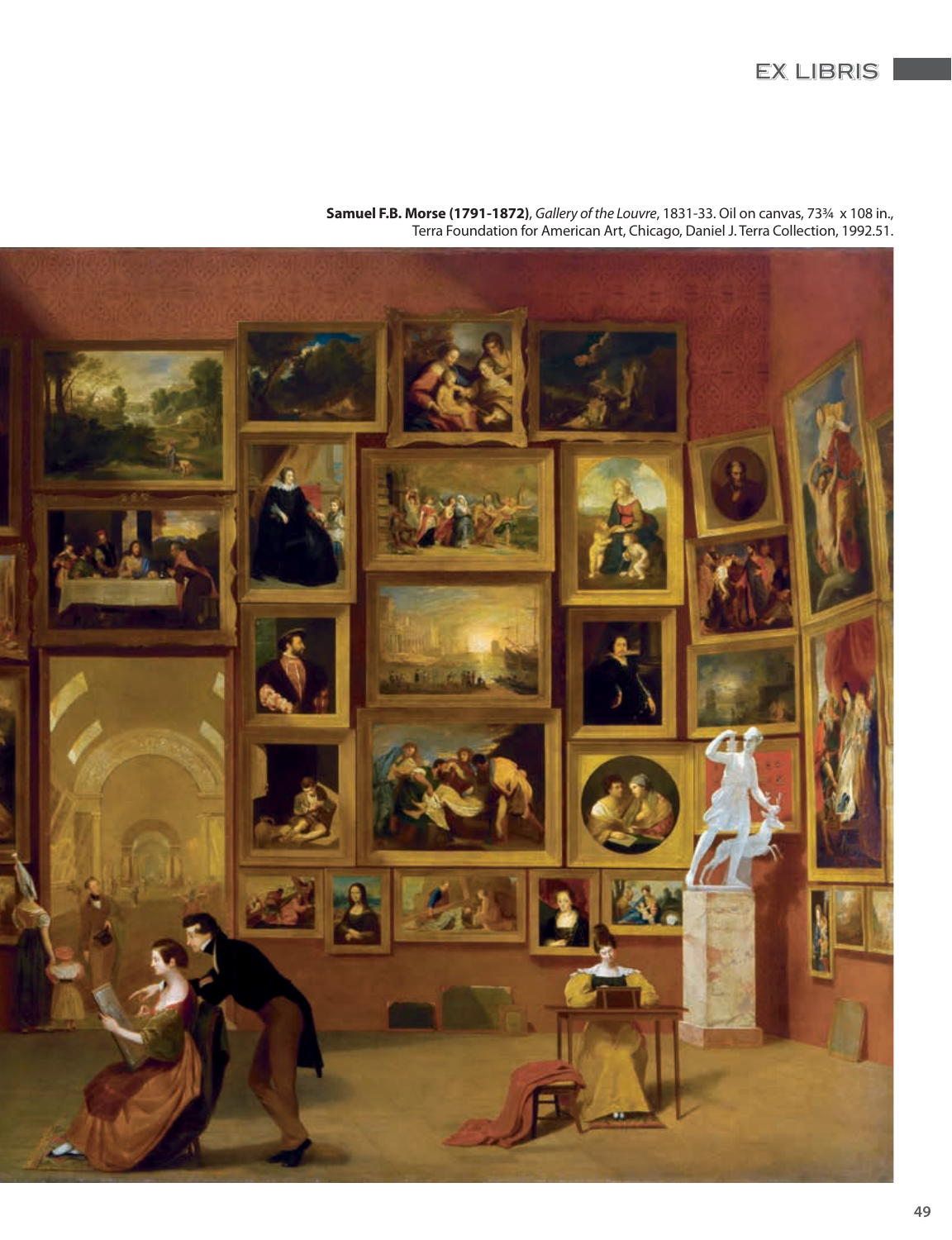**Samuel F.B. Morse (1791-1872)**, *Gallery of the Louvre*, 1831-33. Oil on canvas, 73¾ x 108 in., Terra Foundation for American Art, Chicago, Daniel J. Terra Collection, 1992.51.